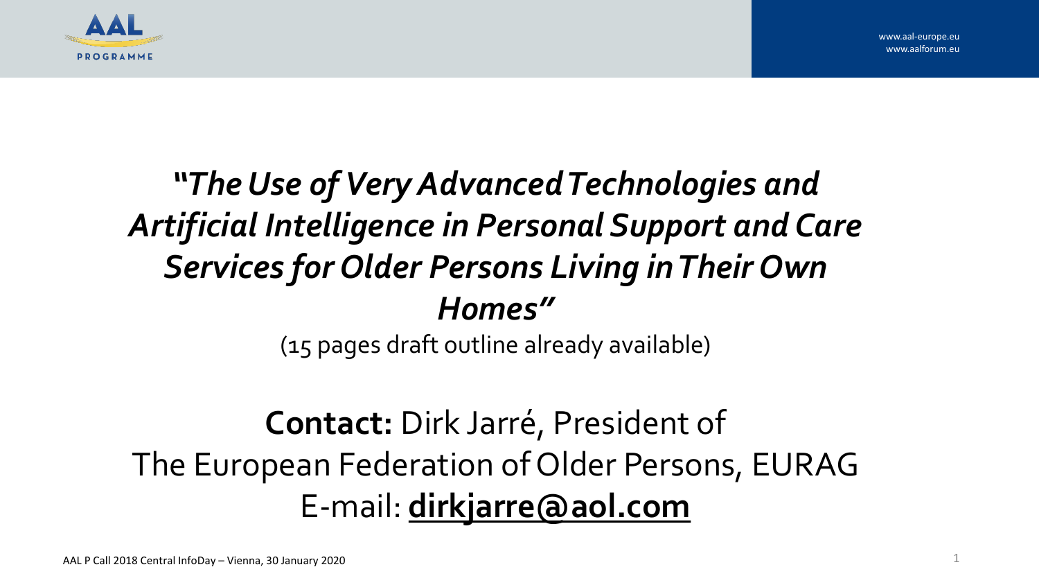# *"The Use of Very Advanced Technologies and Artificial Intelligence in Personal Support and Care Services for Older Persons Living in Their Own Homes"*

(15 pages draft outline already available)

**Contact:** Dirk Jarré, President of The European Federation of Older Persons, EURAG

E-mail: **dirkjarre@aol.com**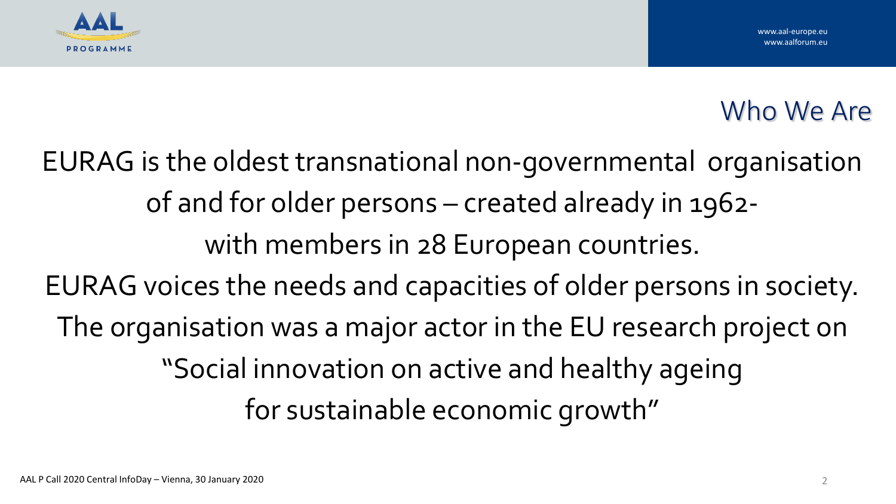## Who We Are

EURAG is the oldest transnational non-governmental organisation of and for older persons – created already in 1962- with members in 28 European countries.

EURAG voices the needs and capacities of older persons in society.

The organisation was a major actor in the EU research project on "Social innovation on active and healthy ageing for sustainable economic growth"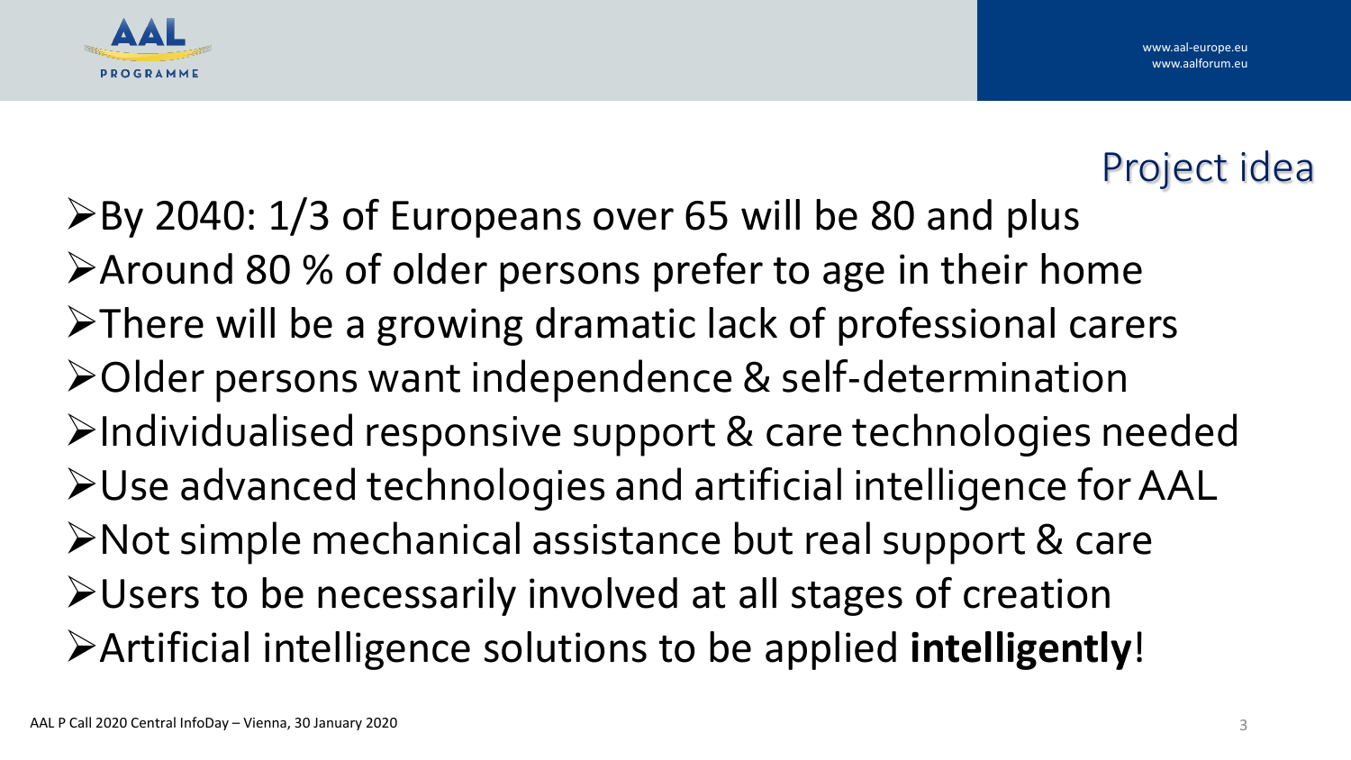## Project idea

- By 2040: 1/3 of Europeans over 65 will be 80 and plus
- Around 80 % of older persons prefer to age in their home
- There will be a growing dramatic lack of professional carers
- Older persons want independence & self-determination
- Individualised responsive support & care technologies needed
- Use advanced technologies and artificial intelligence for AAL
- Not simple mechanical assistance but real support & care
- Users to be necessarily involved at all stages of creation
- Artificial intelligence solutions to be applied **intelligently**!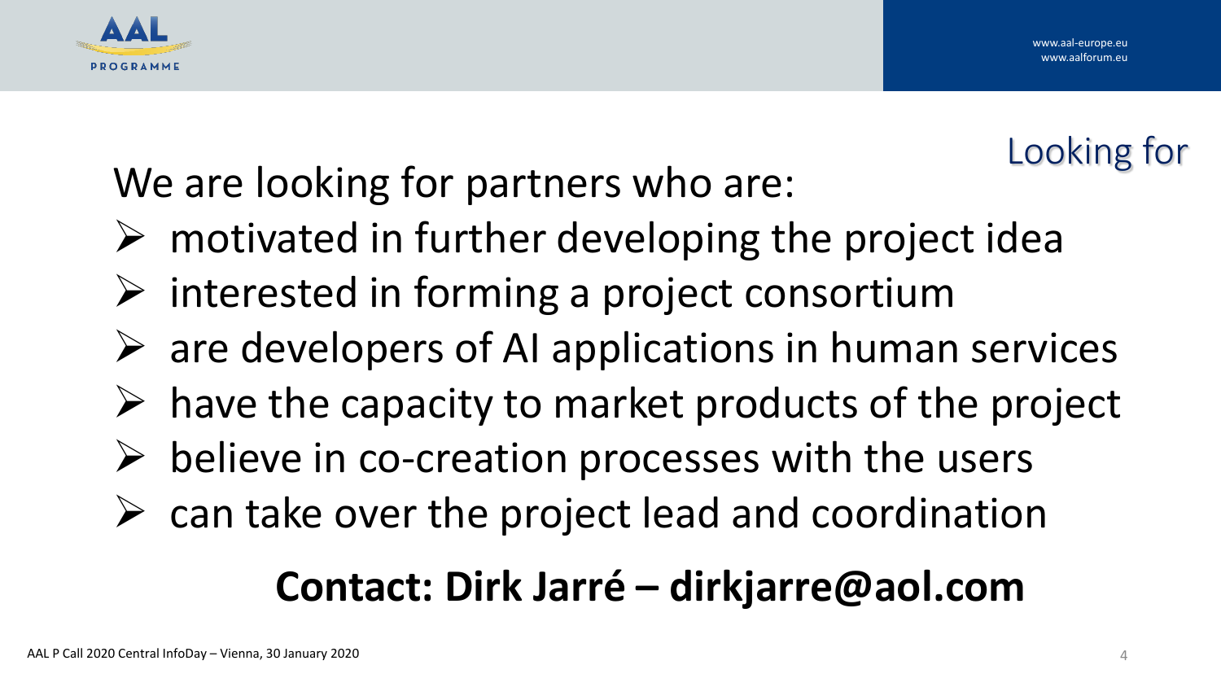## Looking for

We are looking for partners who are:

- motivated in further developing the project idea
- interested in forming a project consortium
- are developers of AI applications in human services
- have the capacity to market products of the project
- believe in co-creation processes with the users
- can take over the project lead and coordination

**Contact: Dirk Jarré – dirkjarre@aol.com**